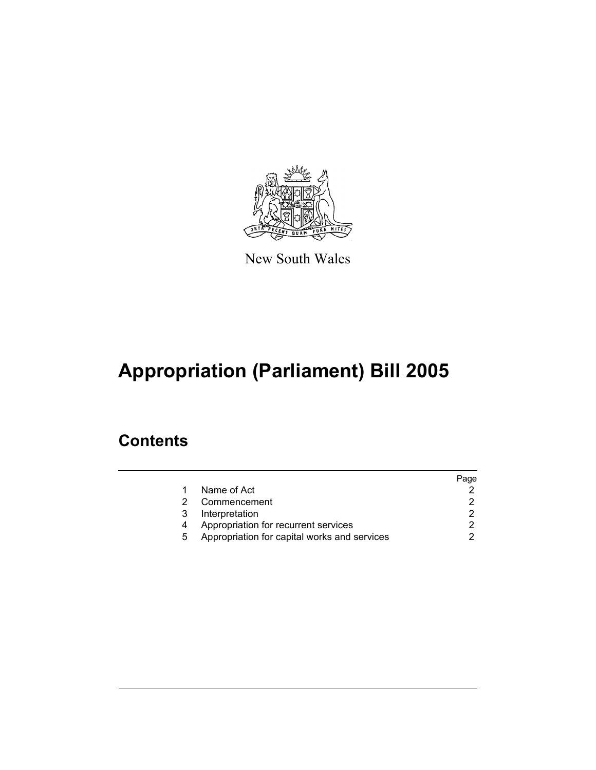New South Wales

# Appropriation (Parliament) Bill 2005

## Contents

| | | Page |
|---|---|---|
| 1 | Name of Act | 2 |
| 2 | Commencement | 2 |
| 3 | Interpretation | 2 |
| 4 | Appropriation for recurrent services | 2 |
| 5 | Appropriation for capital works and services | 2 |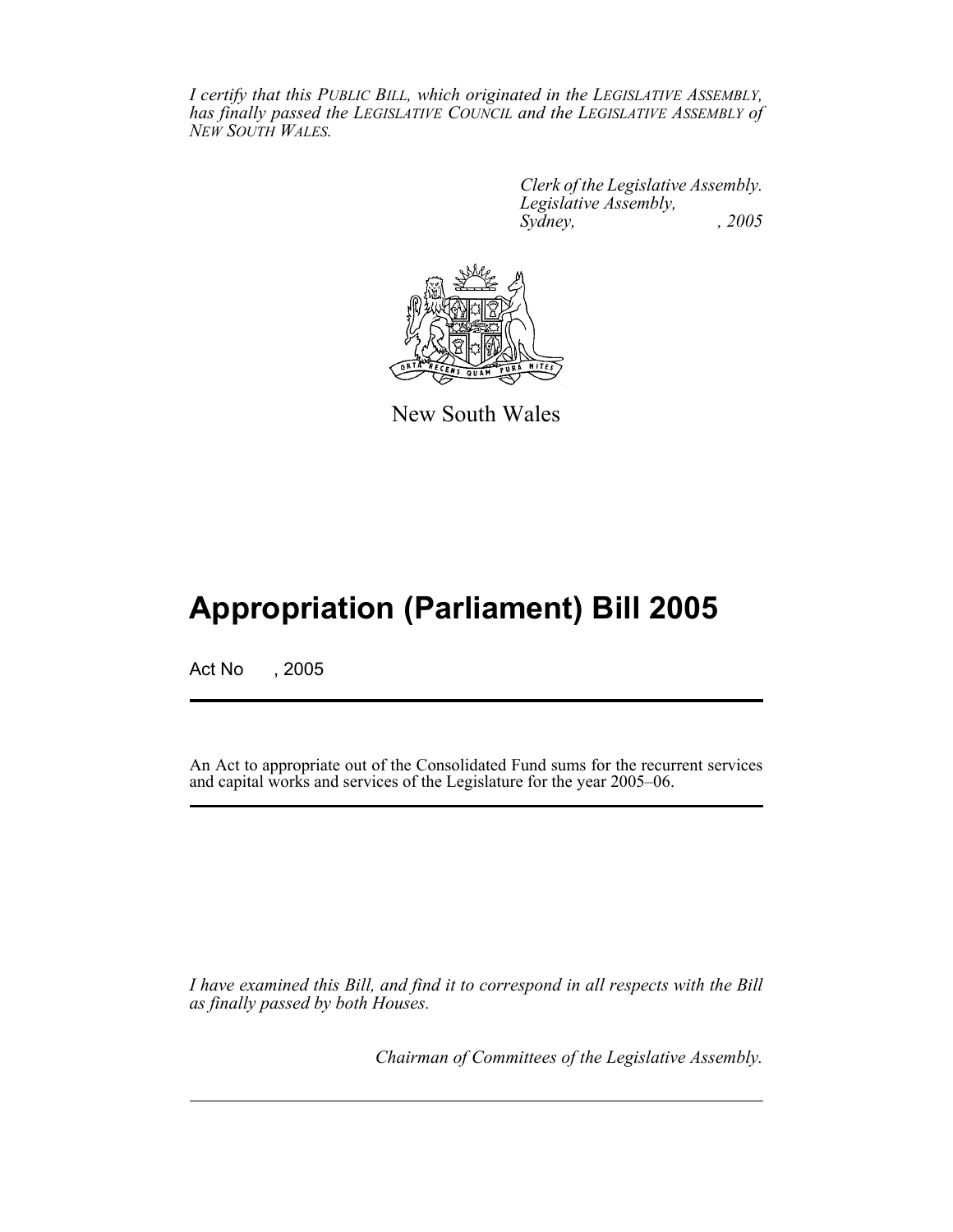*I certify that this PUBLIC BILL, which originated in the LEGISLATIVE ASSEMBLY, has finally passed the LEGISLATIVE COUNCIL and the LEGISLATIVE ASSEMBLY of NEW SOUTH WALES.*

*Clerk of the Legislative Assembly.*
*Legislative Assembly,*
*Sydney, , 2005*

New South Wales

# Appropriation (Parliament) Bill 2005

Act No , 2005

An Act to appropriate out of the Consolidated Fund sums for the recurrent services and capital works and services of the Legislature for the year 2005–06.

*I have examined this Bill, and find it to correspond in all respects with the Bill as finally passed by both Houses.*

*Chairman of Committees of the Legislative Assembly.*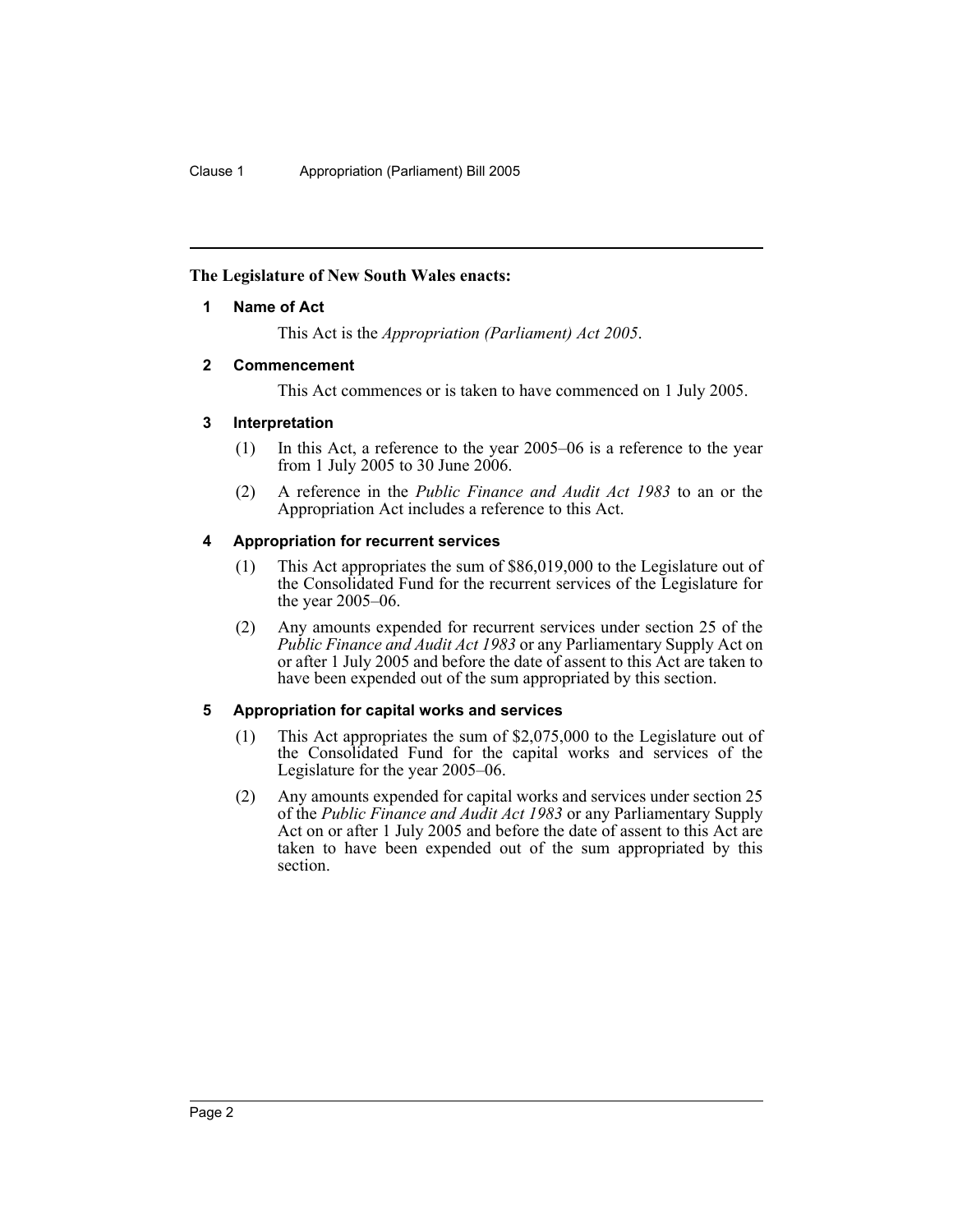**The Legislature of New South Wales enacts:**

## 1 Name of Act

This Act is the *Appropriation (Parliament) Act 2005*.

## 2 Commencement

This Act commences or is taken to have commenced on 1 July 2005.

## 3 Interpretation

(1) In this Act, a reference to the year 2005–06 is a reference to the year from 1 July 2005 to 30 June 2006.

(2) A reference in the *Public Finance and Audit Act 1983* to an or the Appropriation Act includes a reference to this Act.

## 4 Appropriation for recurrent services

(1) This Act appropriates the sum of $86,019,000 to the Legislature out of the Consolidated Fund for the recurrent services of the Legislature for the year 2005–06.

(2) Any amounts expended for recurrent services under section 25 of the *Public Finance and Audit Act 1983* or any Parliamentary Supply Act on or after 1 July 2005 and before the date of assent to this Act are taken to have been expended out of the sum appropriated by this section.

## 5 Appropriation for capital works and services

(1) This Act appropriates the sum of $2,075,000 to the Legislature out of the Consolidated Fund for the capital works and services of the Legislature for the year 2005–06.

(2) Any amounts expended for capital works and services under section 25 of the *Public Finance and Audit Act 1983* or any Parliamentary Supply Act on or after 1 July 2005 and before the date of assent to this Act are taken to have been expended out of the sum appropriated by this section.